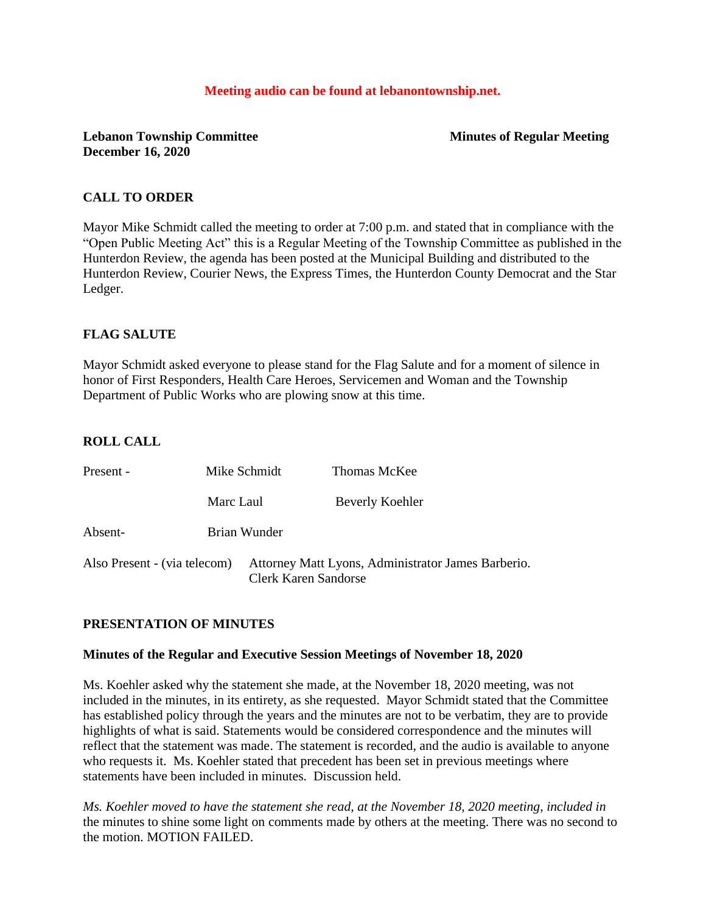**Meeting audio can be found at lebanontownship.net.**

**Lebanon Township Committee** **Minutes of Regular Meeting**
**December 16, 2020**

## CALL TO ORDER

Mayor Mike Schmidt called the meeting to order at 7:00 p.m. and stated that in compliance with the "Open Public Meeting Act" this is a Regular Meeting of the Township Committee as published in the Hunterdon Review, the agenda has been posted at the Municipal Building and distributed to the Hunterdon Review, Courier News, the Express Times, the Hunterdon County Democrat and the Star Ledger.

## FLAG SALUTE

Mayor Schmidt asked everyone to please stand for the Flag Salute and for a moment of silence in honor of First Responders, Health Care Heroes, Servicemen and Woman and the Township Department of Public Works who are plowing snow at this time.

## ROLL CALL

| | | |
|---|---|---|
| Present - | Mike Schmidt | Thomas McKee |
| | Marc Laul | Beverly Koehler |
| Absent- | Brian Wunder | |

Also Present - (via telecom) Attorney Matt Lyons, Administrator James Barberio. Clerk Karen Sandorse

## PRESENTATION OF MINUTES

### Minutes of the Regular and Executive Session Meetings of November 18, 2020

Ms. Koehler asked why the statement she made, at the November 18, 2020 meeting, was not included in the minutes, in its entirety, as she requested. Mayor Schmidt stated that the Committee has established policy through the years and the minutes are not to be verbatim, they are to provide highlights of what is said. Statements would be considered correspondence and the minutes will reflect that the statement was made. The statement is recorded, and the audio is available to anyone who requests it. Ms. Koehler stated that precedent has been set in previous meetings where statements have been included in minutes. Discussion held.

*Ms. Koehler moved to have the statement she read, at the November 18, 2020 meeting, included in* the minutes to shine some light on comments made by others at the meeting. There was no second to the motion. MOTION FAILED.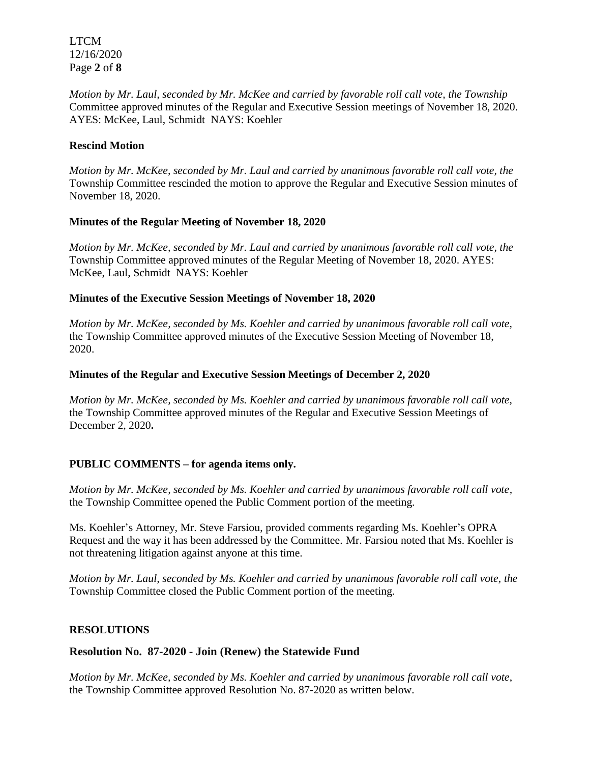*Motion by Mr. Laul, seconded by Mr. McKee and carried by favorable roll call vote, the Township* Committee approved minutes of the Regular and Executive Session meetings of November 18, 2020. AYES: McKee, Laul, Schmidt NAYS: Koehler

**Rescind Motion**

*Motion by Mr. McKee, seconded by Mr. Laul and carried by unanimous favorable roll call vote, the* Township Committee rescinded the motion to approve the Regular and Executive Session minutes of November 18, 2020.

**Minutes of the Regular Meeting of November 18, 2020**

*Motion by Mr. McKee, seconded by Mr. Laul and carried by unanimous favorable roll call vote, the* Township Committee approved minutes of the Regular Meeting of November 18, 2020. AYES: McKee, Laul, Schmidt NAYS: Koehler

**Minutes of the Executive Session Meetings of November 18, 2020**

*Motion by Mr. McKee, seconded by Ms. Koehler and carried by unanimous favorable roll call vote,* the Township Committee approved minutes of the Executive Session Meeting of November 18, 2020.

**Minutes of the Regular and Executive Session Meetings of December 2, 2020**

*Motion by Mr. McKee, seconded by Ms. Koehler and carried by unanimous favorable roll call vote,* the Township Committee approved minutes of the Regular and Executive Session Meetings of December 2, 2020**.**

**PUBLIC COMMENTS – for agenda items only.**

*Motion by Mr. McKee, seconded by Ms. Koehler and carried by unanimous favorable roll call vote,* the Township Committee opened the Public Comment portion of the meeting.

Ms. Koehler's Attorney, Mr. Steve Farsiou, provided comments regarding Ms. Koehler's OPRA Request and the way it has been addressed by the Committee. Mr. Farsiou noted that Ms. Koehler is not threatening litigation against anyone at this time.

*Motion by Mr. Laul, seconded by Ms. Koehler and carried by unanimous favorable roll call vote, the* Township Committee closed the Public Comment portion of the meeting.

**RESOLUTIONS**

**Resolution No. 87-2020 - Join (Renew) the Statewide Fund**

*Motion by Mr. McKee, seconded by Ms. Koehler and carried by unanimous favorable roll call vote*, the Township Committee approved Resolution No. 87-2020 as written below.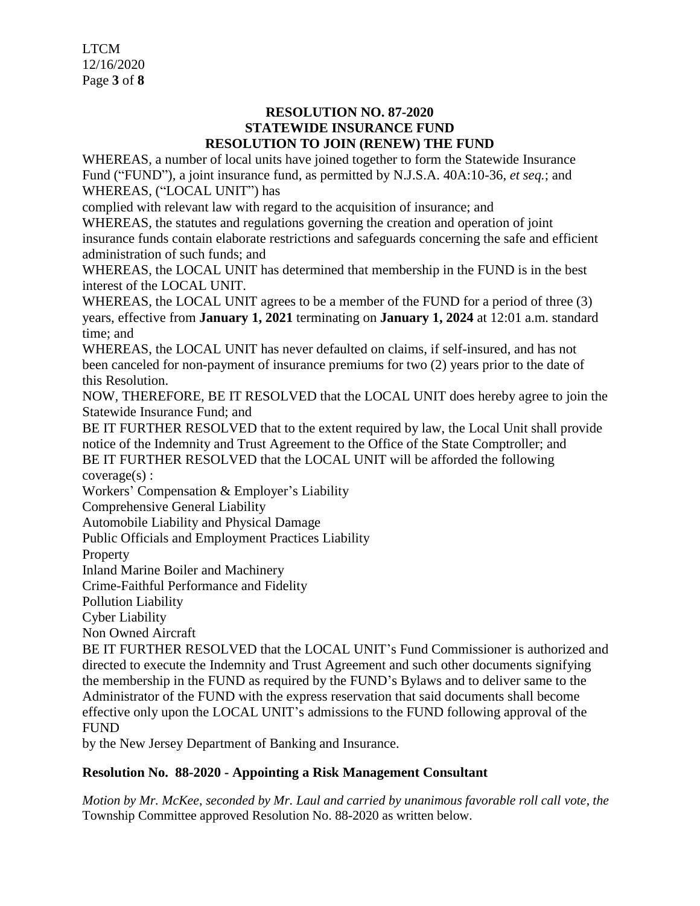**RESOLUTION NO. 87-2020**
**STATEWIDE INSURANCE FUND**
**RESOLUTION TO JOIN (RENEW) THE FUND**

WHEREAS, a number of local units have joined together to form the Statewide Insurance Fund ("FUND"), a joint insurance fund, as permitted by N.J.S.A. 40A:10-36, *et seq.*; and
WHEREAS, ("LOCAL UNIT") has
complied with relevant law with regard to the acquisition of insurance; and
WHEREAS, the statutes and regulations governing the creation and operation of joint insurance funds contain elaborate restrictions and safeguards concerning the safe and efficient administration of such funds; and
WHEREAS, the LOCAL UNIT has determined that membership in the FUND is in the best interest of the LOCAL UNIT.
WHEREAS, the LOCAL UNIT agrees to be a member of the FUND for a period of three (3) years, effective from **January 1, 2021** terminating on **January 1, 2024** at 12:01 a.m. standard time; and
WHEREAS, the LOCAL UNIT has never defaulted on claims, if self-insured, and has not been canceled for non-payment of insurance premiums for two (2) years prior to the date of this Resolution.
NOW, THEREFORE, BE IT RESOLVED that the LOCAL UNIT does hereby agree to join the Statewide Insurance Fund; and
BE IT FURTHER RESOLVED that to the extent required by law, the Local Unit shall provide notice of the Indemnity and Trust Agreement to the Office of the State Comptroller; and
BE IT FURTHER RESOLVED that the LOCAL UNIT will be afforded the following coverage(s) :
Workers' Compensation & Employer's Liability
Comprehensive General Liability
Automobile Liability and Physical Damage
Public Officials and Employment Practices Liability
Property
Inland Marine Boiler and Machinery
Crime-Faithful Performance and Fidelity
Pollution Liability
Cyber Liability
Non Owned Aircraft
BE IT FURTHER RESOLVED that the LOCAL UNIT's Fund Commissioner is authorized and directed to execute the Indemnity and Trust Agreement and such other documents signifying the membership in the FUND as required by the FUND's Bylaws and to deliver same to the Administrator of the FUND with the express reservation that said documents shall become effective only upon the LOCAL UNIT's admissions to the FUND following approval of the FUND
by the New Jersey Department of Banking and Insurance.

**Resolution No. 88-2020 - Appointing a Risk Management Consultant**

*Motion by Mr. McKee, seconded by Mr. Laul and carried by unanimous favorable roll call vote, the* Township Committee approved Resolution No. 88-2020 as written below.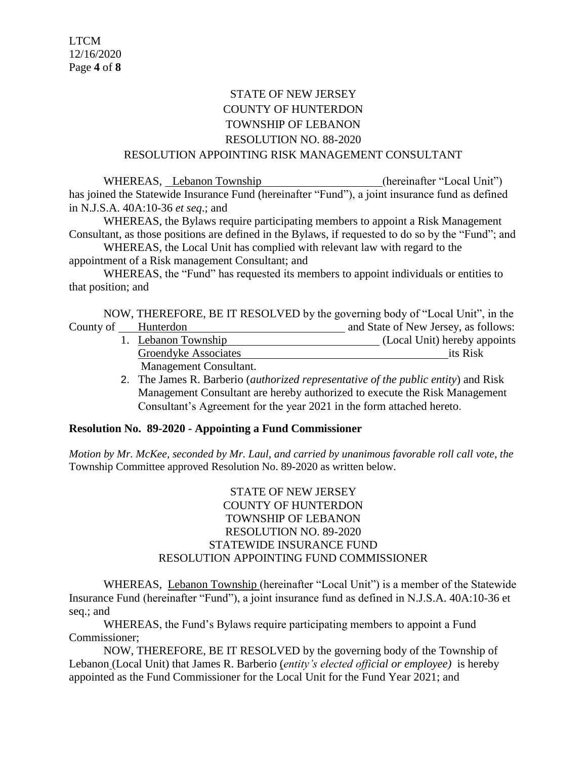STATE OF NEW JERSEY
COUNTY OF HUNTERDON
TOWNSHIP OF LEBANON
RESOLUTION NO. 88-2020
RESOLUTION APPOINTING RISK MANAGEMENT CONSULTANT

WHEREAS, Lebanon Township (hereinafter "Local Unit") has joined the Statewide Insurance Fund (hereinafter "Fund"), a joint insurance fund as defined in N.J.S.A. 40A:10-36 *et seq*.; and

WHEREAS, the Bylaws require participating members to appoint a Risk Management Consultant, as those positions are defined in the Bylaws, if requested to do so by the "Fund"; and

WHEREAS, the Local Unit has complied with relevant law with regard to the appointment of a Risk management Consultant; and

WHEREAS, the "Fund" has requested its members to appoint individuals or entities to that position; and

NOW, THEREFORE, BE IT RESOLVED by the governing body of "Local Unit", in the County of Hunterdon and State of New Jersey, as follows:

1. Lebanon Township (Local Unit) hereby appoints Groendyke Associates its Risk Management Consultant.
2. The James R. Barberio (*authorized representative of the public entity*) and Risk Management Consultant are hereby authorized to execute the Risk Management Consultant's Agreement for the year 2021 in the form attached hereto.

**Resolution No. 89-2020 - Appointing a Fund Commissioner**

*Motion by Mr. McKee, seconded by Mr. Laul, and carried by unanimous favorable roll call vote, the* Township Committee approved Resolution No. 89-2020 as written below.

STATE OF NEW JERSEY
COUNTY OF HUNTERDON
TOWNSHIP OF LEBANON
RESOLUTION NO. 89-2020
STATEWIDE INSURANCE FUND
RESOLUTION APPOINTING FUND COMMISSIONER

WHEREAS, Lebanon Township (hereinafter "Local Unit") is a member of the Statewide Insurance Fund (hereinafter "Fund"), a joint insurance fund as defined in N.J.S.A. 40A:10-36 et seq.; and

WHEREAS, the Fund's Bylaws require participating members to appoint a Fund Commissioner;

NOW, THEREFORE, BE IT RESOLVED by the governing body of the Township of Lebanon (Local Unit) that James R. Barberio (*entity's elected official or employee)* is hereby appointed as the Fund Commissioner for the Local Unit for the Fund Year 2021; and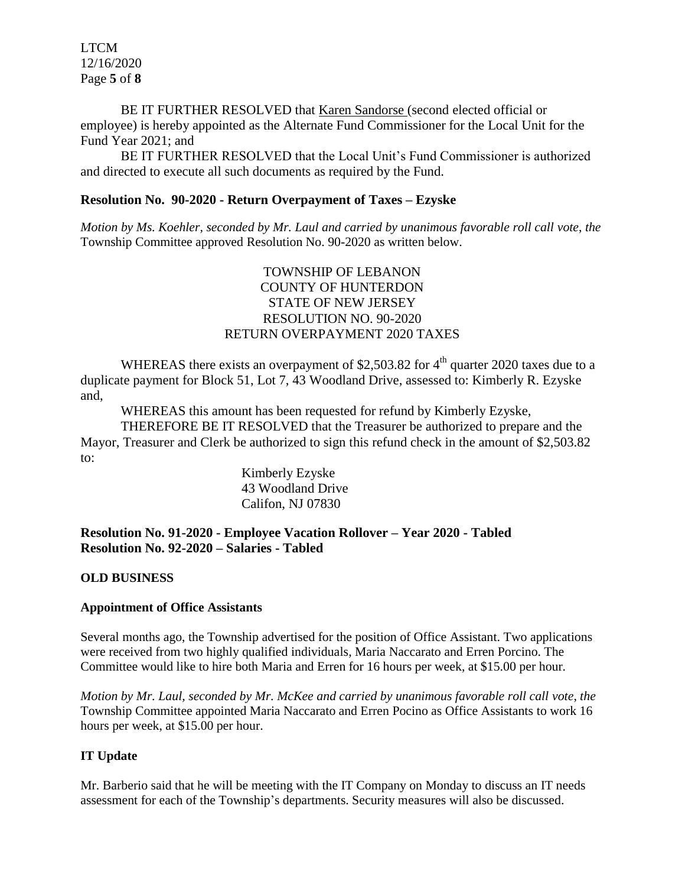BE IT FURTHER RESOLVED that Karen Sandorse (second elected official or employee) is hereby appointed as the Alternate Fund Commissioner for the Local Unit for the Fund Year 2021; and

BE IT FURTHER RESOLVED that the Local Unit's Fund Commissioner is authorized and directed to execute all such documents as required by the Fund.

**Resolution No. 90-2020 - Return Overpayment of Taxes – Ezyske**

*Motion by Ms. Koehler, seconded by Mr. Laul and carried by unanimous favorable roll call vote, the* Township Committee approved Resolution No. 90-2020 as written below.

TOWNSHIP OF LEBANON
COUNTY OF HUNTERDON
STATE OF NEW JERSEY
RESOLUTION NO. 90-2020
RETURN OVERPAYMENT 2020 TAXES

WHEREAS there exists an overpayment of $2,503.82 for 4th quarter 2020 taxes due to a duplicate payment for Block 51, Lot 7, 43 Woodland Drive, assessed to: Kimberly R. Ezyske and,

WHEREAS this amount has been requested for refund by Kimberly Ezyske,

THEREFORE BE IT RESOLVED that the Treasurer be authorized to prepare and the Mayor, Treasurer and Clerk be authorized to sign this refund check in the amount of $2,503.82 to:

Kimberly Ezyske
43 Woodland Drive
Califon, NJ 07830

**Resolution No. 91-2020 - Employee Vacation Rollover – Year 2020 - Tabled**
**Resolution No. 92-2020 – Salaries - Tabled**

**OLD BUSINESS**

**Appointment of Office Assistants**

Several months ago, the Township advertised for the position of Office Assistant. Two applications were received from two highly qualified individuals, Maria Naccarato and Erren Porcino. The Committee would like to hire both Maria and Erren for 16 hours per week, at $15.00 per hour.

*Motion by Mr. Laul, seconded by Mr. McKee and carried by unanimous favorable roll call vote, the* Township Committee appointed Maria Naccarato and Erren Pocino as Office Assistants to work 16 hours per week, at $15.00 per hour.

**IT Update**

Mr. Barberio said that he will be meeting with the IT Company on Monday to discuss an IT needs assessment for each of the Township's departments. Security measures will also be discussed.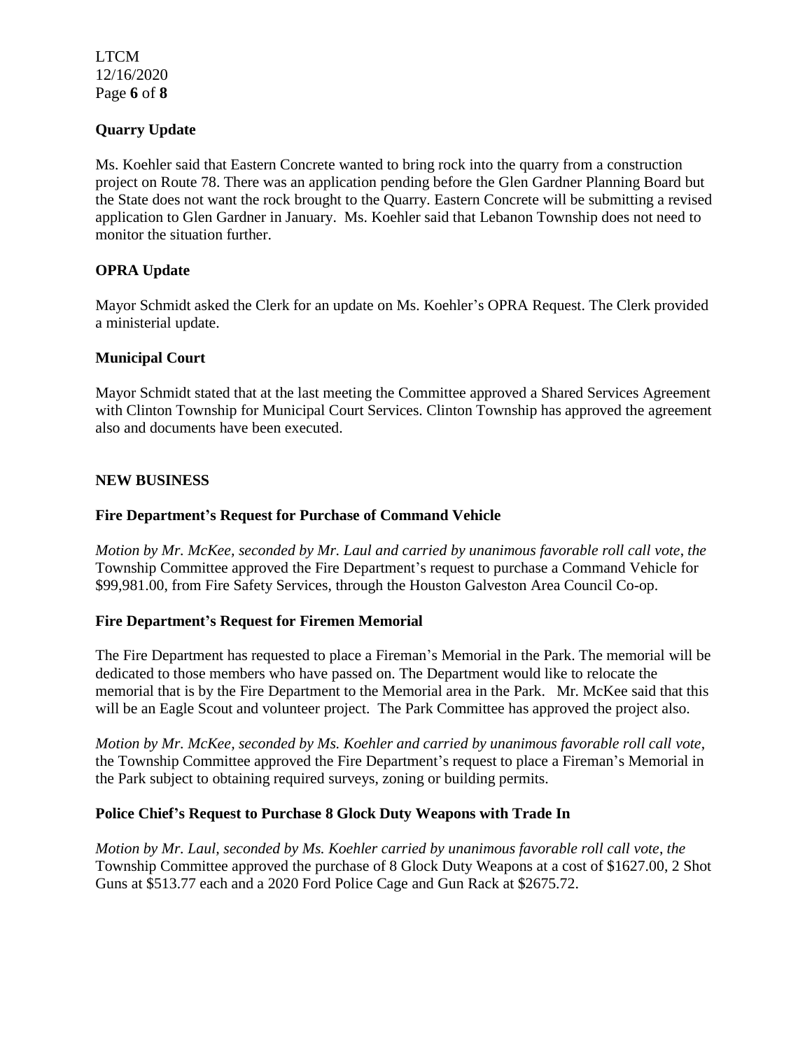### Quarry Update

Ms. Koehler said that Eastern Concrete wanted to bring rock into the quarry from a construction project on Route 78. There was an application pending before the Glen Gardner Planning Board but the State does not want the rock brought to the Quarry. Eastern Concrete will be submitting a revised application to Glen Gardner in January. Ms. Koehler said that Lebanon Township does not need to monitor the situation further.

### OPRA Update

Mayor Schmidt asked the Clerk for an update on Ms. Koehler's OPRA Request. The Clerk provided a ministerial update.

### Municipal Court

Mayor Schmidt stated that at the last meeting the Committee approved a Shared Services Agreement with Clinton Township for Municipal Court Services. Clinton Township has approved the agreement also and documents have been executed.

## NEW BUSINESS

### Fire Department's Request for Purchase of Command Vehicle

*Motion by Mr. McKee, seconded by Mr. Laul and carried by unanimous favorable roll call vote, the* Township Committee approved the Fire Department's request to purchase a Command Vehicle for $99,981.00, from Fire Safety Services, through the Houston Galveston Area Council Co-op.

### Fire Department's Request for Firemen Memorial

The Fire Department has requested to place a Fireman's Memorial in the Park. The memorial will be dedicated to those members who have passed on. The Department would like to relocate the memorial that is by the Fire Department to the Memorial area in the Park. Mr. McKee said that this will be an Eagle Scout and volunteer project. The Park Committee has approved the project also.

*Motion by Mr. McKee, seconded by Ms. Koehler and carried by unanimous favorable roll call vote,* the Township Committee approved the Fire Department's request to place a Fireman's Memorial in the Park subject to obtaining required surveys, zoning or building permits.

### Police Chief's Request to Purchase 8 Glock Duty Weapons with Trade In

*Motion by Mr. Laul, seconded by Ms. Koehler carried by unanimous favorable roll call vote, the* Township Committee approved the purchase of 8 Glock Duty Weapons at a cost of $1627.00, 2 Shot Guns at $513.77 each and a 2020 Ford Police Cage and Gun Rack at $2675.72.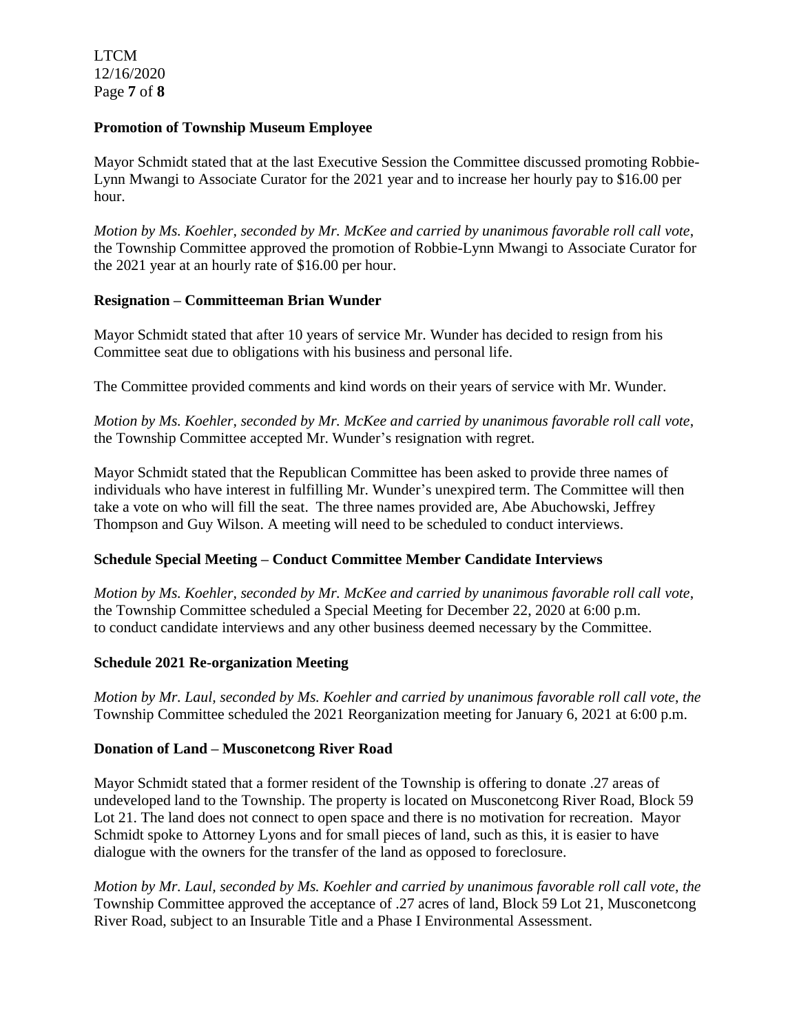**Promotion of Township Museum Employee**

Mayor Schmidt stated that at the last Executive Session the Committee discussed promoting Robbie-Lynn Mwangi to Associate Curator for the 2021 year and to increase her hourly pay to $16.00 per hour.

*Motion by Ms. Koehler, seconded by Mr. McKee and carried by unanimous favorable roll call vote*, the Township Committee approved the promotion of Robbie-Lynn Mwangi to Associate Curator for the 2021 year at an hourly rate of $16.00 per hour.

**Resignation – Committeeman Brian Wunder**

Mayor Schmidt stated that after 10 years of service Mr. Wunder has decided to resign from his Committee seat due to obligations with his business and personal life.

The Committee provided comments and kind words on their years of service with Mr. Wunder.

*Motion by Ms. Koehler, seconded by Mr. McKee and carried by unanimous favorable roll call vote*, the Township Committee accepted Mr. Wunder's resignation with regret.

Mayor Schmidt stated that the Republican Committee has been asked to provide three names of individuals who have interest in fulfilling Mr. Wunder's unexpired term. The Committee will then take a vote on who will fill the seat. The three names provided are, Abe Abuchowski, Jeffrey Thompson and Guy Wilson. A meeting will need to be scheduled to conduct interviews.

**Schedule Special Meeting – Conduct Committee Member Candidate Interviews**

*Motion by Ms. Koehler, seconded by Mr. McKee and carried by unanimous favorable roll call vote*, the Township Committee scheduled a Special Meeting for December 22, 2020 at 6:00 p.m. to conduct candidate interviews and any other business deemed necessary by the Committee.

**Schedule 2021 Re-organization Meeting**

*Motion by Mr. Laul, seconded by Ms. Koehler and carried by unanimous favorable roll call vote, the* Township Committee scheduled the 2021 Reorganization meeting for January 6, 2021 at 6:00 p.m.

**Donation of Land – Musconetcong River Road**

Mayor Schmidt stated that a former resident of the Township is offering to donate .27 areas of undeveloped land to the Township. The property is located on Musconetcong River Road, Block 59 Lot 21. The land does not connect to open space and there is no motivation for recreation. Mayor Schmidt spoke to Attorney Lyons and for small pieces of land, such as this, it is easier to have dialogue with the owners for the transfer of the land as opposed to foreclosure.

*Motion by Mr. Laul, seconded by Ms. Koehler and carried by unanimous favorable roll call vote, the* Township Committee approved the acceptance of .27 acres of land, Block 59 Lot 21, Musconetcong River Road, subject to an Insurable Title and a Phase I Environmental Assessment.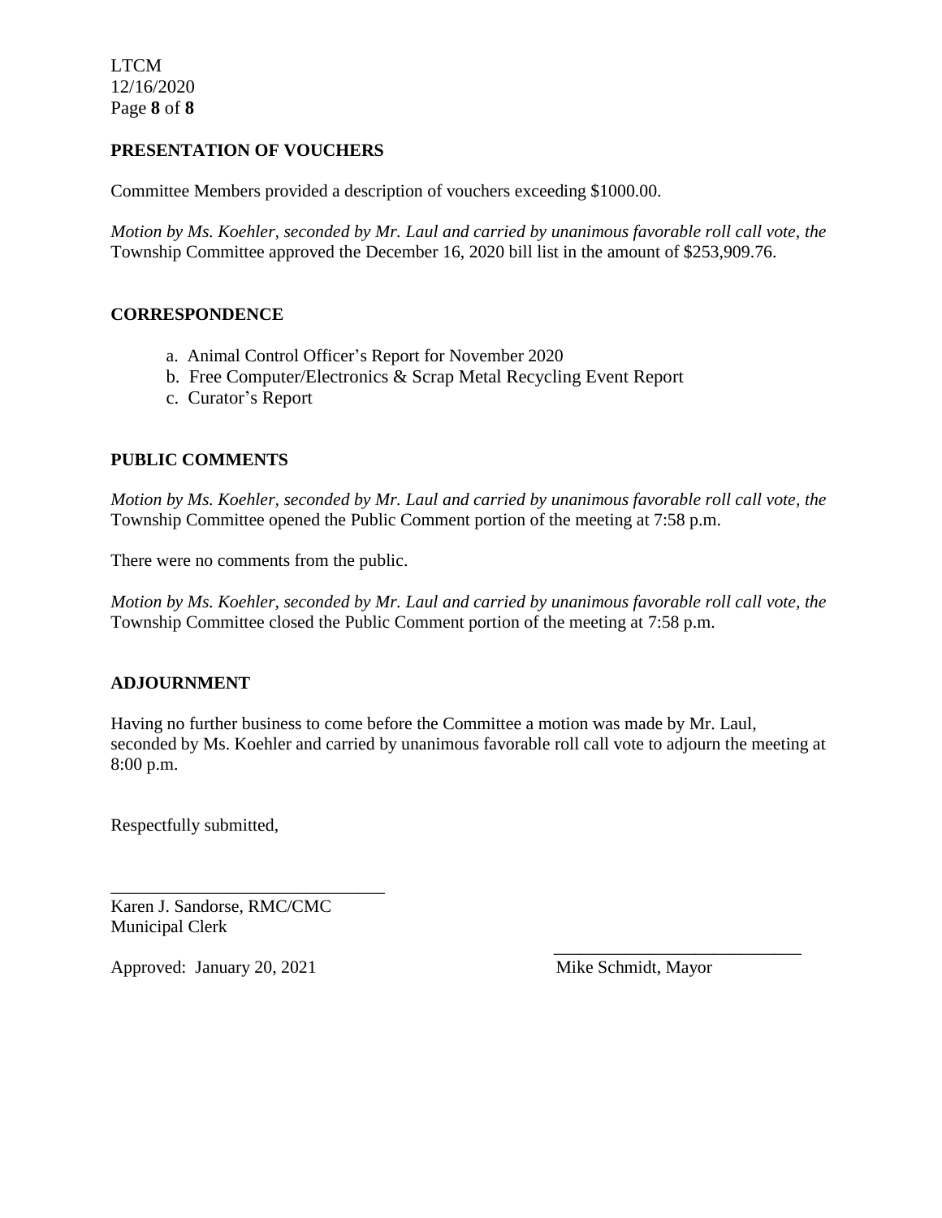## PRESENTATION OF VOUCHERS

Committee Members provided a description of vouchers exceeding $1000.00.

*Motion by Ms. Koehler, seconded by Mr. Laul and carried by unanimous favorable roll call vote, the* Township Committee approved the December 16, 2020 bill list in the amount of $253,909.76.

## CORRESPONDENCE

a. Animal Control Officer's Report for November 2020
b. Free Computer/Electronics & Scrap Metal Recycling Event Report
c. Curator's Report

## PUBLIC COMMENTS

*Motion by Ms. Koehler, seconded by Mr. Laul and carried by unanimous favorable roll call vote, the* Township Committee opened the Public Comment portion of the meeting at 7:58 p.m.

There were no comments from the public.

*Motion by Ms. Koehler, seconded by Mr. Laul and carried by unanimous favorable roll call vote, the* Township Committee closed the Public Comment portion of the meeting at 7:58 p.m.

## ADJOURNMENT

Having no further business to come before the Committee a motion was made by Mr. Laul, seconded by Ms. Koehler and carried by unanimous favorable roll call vote to adjourn the meeting at 8:00 p.m.

Respectfully submitted,

_______________________________
Karen J. Sandorse, RMC/CMC
Municipal Clerk

Approved: January 20, 2021

_______________________________
Mike Schmidt, Mayor